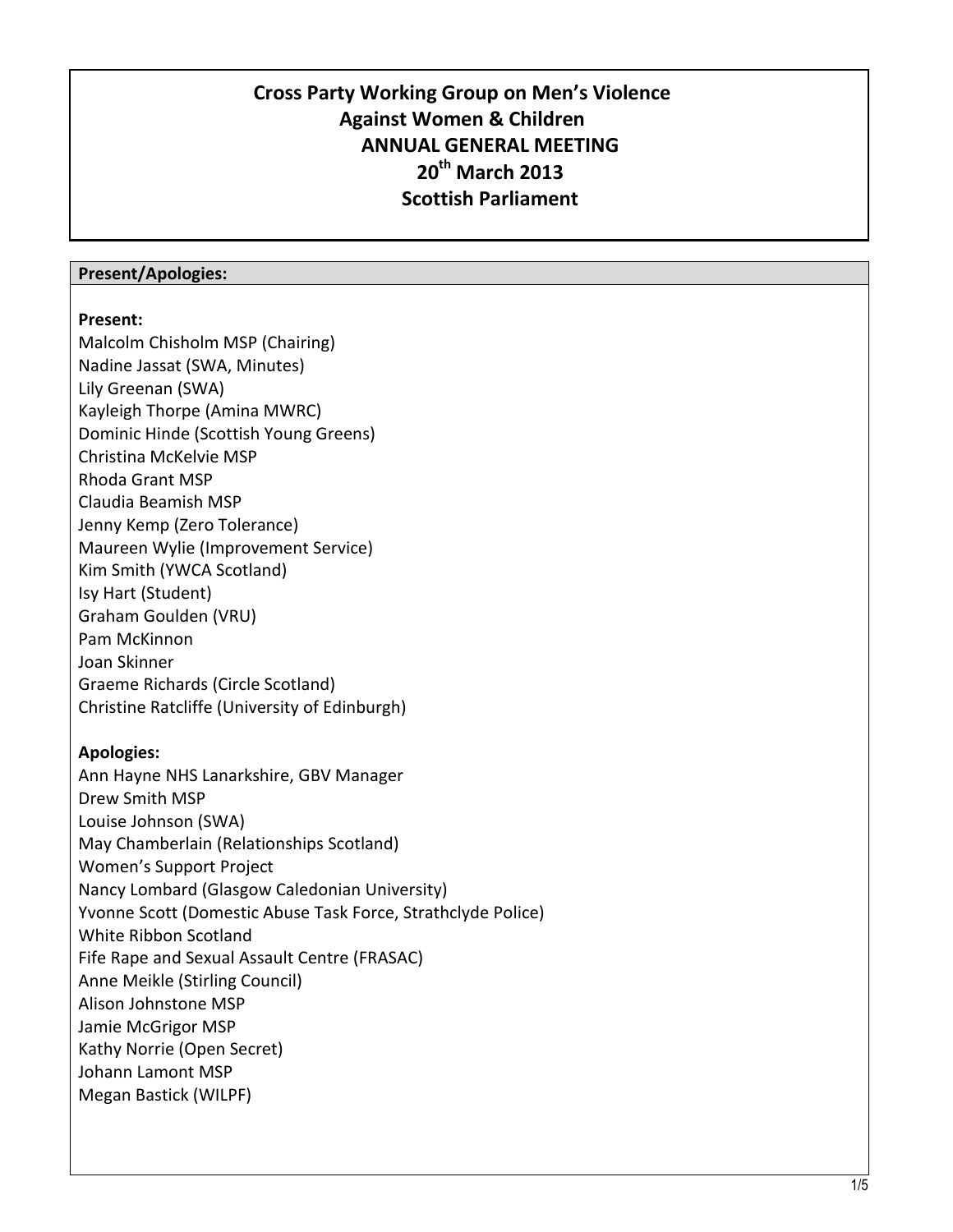# Cross Party Working Group on Men's Violence Against Women & Children
## ANNUAL GENERAL MEETING
## 20th March 2013
## Scottish Parliament

**Present/Apologies:**

**Present:**

Malcolm Chisholm MSP (Chairing)
Nadine Jassat (SWA, Minutes)
Lily Greenan (SWA)
Kayleigh Thorpe (Amina MWRC)
Dominic Hinde (Scottish Young Greens)
Christina McKelvie MSP
Rhoda Grant MSP
Claudia Beamish MSP
Jenny Kemp (Zero Tolerance)
Maureen Wylie (Improvement Service)
Kim Smith (YWCA Scotland)
Isy Hart (Student)
Graham Goulden (VRU)
Pam McKinnon
Joan Skinner
Graeme Richards (Circle Scotland)
Christine Ratcliffe (University of Edinburgh)

**Apologies:**

Ann Hayne NHS Lanarkshire, GBV Manager
Drew Smith MSP
Louise Johnson (SWA)
May Chamberlain (Relationships Scotland)
Women's Support Project
Nancy Lombard (Glasgow Caledonian University)
Yvonne Scott (Domestic Abuse Task Force, Strathclyde Police)
White Ribbon Scotland
Fife Rape and Sexual Assault Centre (FRASAC)
Anne Meikle (Stirling Council)
Alison Johnstone MSP
Jamie McGrigor MSP
Kathy Norrie (Open Secret)
Johann Lamont MSP
Megan Bastick (WILPF)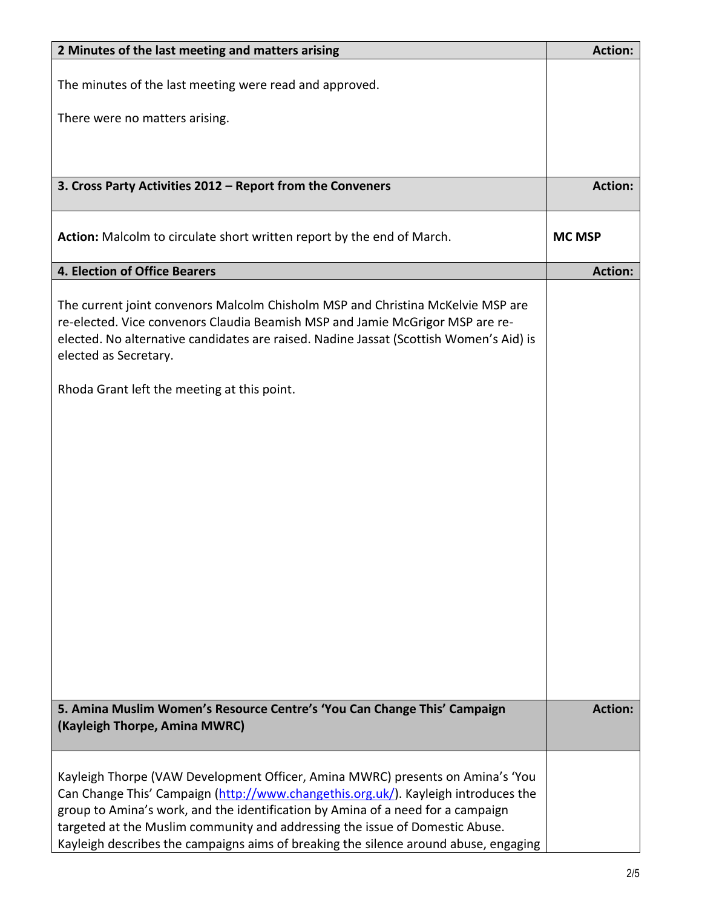| 2 Minutes of the last meeting and matters arising | Action: |
|---|---|
| The minutes of the last meeting were read and approved.<br><br>There were no matters arising. | |
| **3. Cross Party Activities 2012 – Report from the Conveners** | **Action:** |
| **Action:** Malcolm to circulate short written report by the end of March. | **MC MSP** |
| **4. Election of Office Bearers** | **Action:** |
| The current joint convenors Malcolm Chisholm MSP and Christina McKelvie MSP are re-elected. Vice convenors Claudia Beamish MSP and Jamie McGrigor MSP are re-elected. No alternative candidates are raised. Nadine Jassat (Scottish Women's Aid) is elected as Secretary.<br><br>Rhoda Grant left the meeting at this point. | |
| **5. Amina Muslim Women's Resource Centre's 'You Can Change This' Campaign (Kayleigh Thorpe, Amina MWRC)** | **Action:** |
| Kayleigh Thorpe (VAW Development Officer, Amina MWRC) presents on Amina's 'You Can Change This' Campaign (http://www.changethis.org.uk/). Kayleigh introduces the group to Amina's work, and the identification by Amina of a need for a campaign targeted at the Muslim community and addressing the issue of Domestic Abuse. Kayleigh describes the campaigns aims of breaking the silence around abuse, engaging | |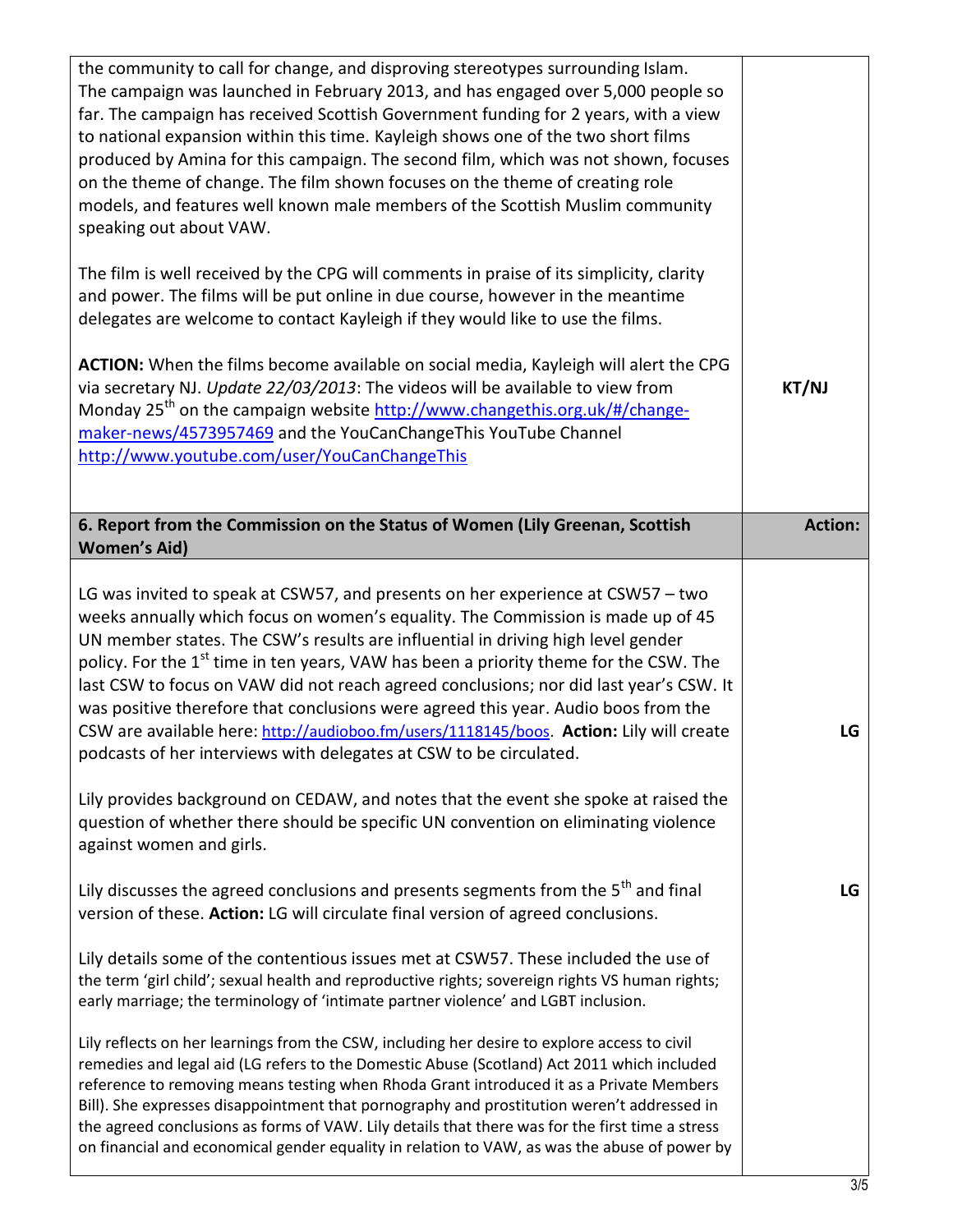| | |
|---|---|
| the community to call for change, and disproving stereotypes surrounding Islam. The campaign was launched in February 2013, and has engaged over 5,000 people so far. The campaign has received Scottish Government funding for 2 years, with a view to national expansion within this time. Kayleigh shows one of the two short films produced by Amina for this campaign. The second film, which was not shown, focuses on the theme of change. The film shown focuses on the theme of creating role models, and features well known male members of the Scottish Muslim community speaking out about VAW.<br><br>The film is well received by the CPG will comments in praise of its simplicity, clarity and power. The films will be put online in due course, however in the meantime delegates are welcome to contact Kayleigh if they would like to use the films.<br><br>**ACTION:** When the films become available on social media, Kayleigh will alert the CPG via secretary NJ. *Update 22/03/2013*: The videos will be available to view from Monday 25th on the campaign website http://www.changethis.org.uk/#/change-maker-news/4573957469 and the YouCanChangeThis YouTube Channel http://www.youtube.com/user/YouCanChangeThis | **KT/NJ** |
| **6. Report from the Commission on the Status of Women (Lily Greenan, Scottish Women's Aid)** | **Action:** |
| LG was invited to speak at CSW57, and presents on her experience at CSW57 – two weeks annually which focus on women's equality. The Commission is made up of 45 UN member states. The CSW's results are influential in driving high level gender policy. For the 1st time in ten years, VAW has been a priority theme for the CSW. The last CSW to focus on VAW did not reach agreed conclusions; nor did last year's CSW. It was positive therefore that conclusions were agreed this year. Audio boos from the CSW are available here: http://audioboo.fm/users/1118145/boos. **Action:** Lily will create podcasts of her interviews with delegates at CSW to be circulated. | **LG** |
| Lily provides background on CEDAW, and notes that the event she spoke at raised the question of whether there should be specific UN convention on eliminating violence against women and girls. | |
| Lily discusses the agreed conclusions and presents segments from the 5th and final version of these. **Action:** LG will circulate final version of agreed conclusions. | **LG** |
| Lily details some of the contentious issues met at CSW57. These included the use of the term 'girl child'; sexual health and reproductive rights; sovereign rights VS human rights; early marriage; the terminology of 'intimate partner violence' and LGBT inclusion.<br><br>Lily reflects on her learnings from the CSW, including her desire to explore access to civil remedies and legal aid (LG refers to the Domestic Abuse (Scotland) Act 2011 which included reference to removing means testing when Rhoda Grant introduced it as a Private Members Bill). She expresses disappointment that pornography and prostitution weren't addressed in the agreed conclusions as forms of VAW. Lily details that there was for the first time a stress on financial and economical gender equality in relation to VAW, as was the abuse of power by | |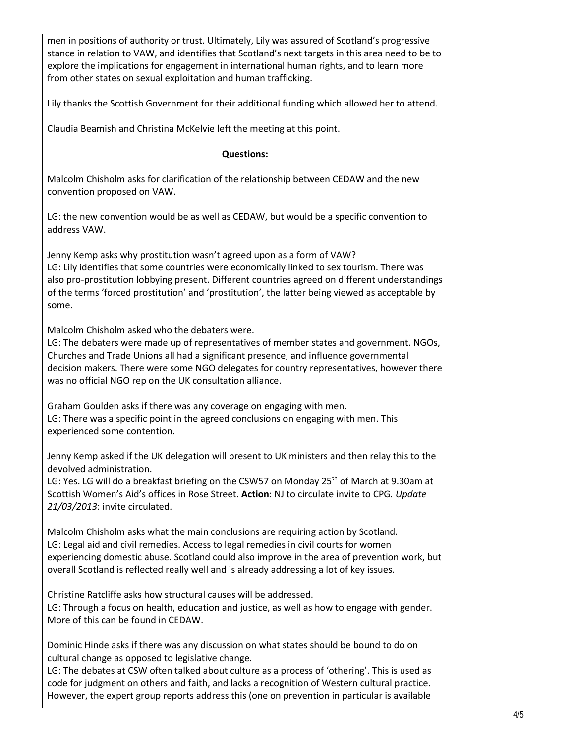men in positions of authority or trust. Ultimately, Lily was assured of Scotland's progressive stance in relation to VAW, and identifies that Scotland's next targets in this area need to be to explore the implications for engagement in international human rights, and to learn more from other states on sexual exploitation and human trafficking.

Lily thanks the Scottish Government for their additional funding which allowed her to attend.

Claudia Beamish and Christina McKelvie left the meeting at this point.

**Questions:**

Malcolm Chisholm asks for clarification of the relationship between CEDAW and the new convention proposed on VAW.

LG: the new convention would be as well as CEDAW, but would be a specific convention to address VAW.

Jenny Kemp asks why prostitution wasn't agreed upon as a form of VAW?
LG: Lily identifies that some countries were economically linked to sex tourism. There was also pro-prostitution lobbying present. Different countries agreed on different understandings of the terms 'forced prostitution' and 'prostitution', the latter being viewed as acceptable by some.

Malcolm Chisholm asked who the debaters were.
LG: The debaters were made up of representatives of member states and government. NGOs, Churches and Trade Unions all had a significant presence, and influence governmental decision makers. There were some NGO delegates for country representatives, however there was no official NGO rep on the UK consultation alliance.

Graham Goulden asks if there was any coverage on engaging with men.
LG: There was a specific point in the agreed conclusions on engaging with men. This experienced some contention.

Jenny Kemp asked if the UK delegation will present to UK ministers and then relay this to the devolved administration.
LG: Yes. LG will do a breakfast briefing on the CSW57 on Monday 25th of March at 9.30am at Scottish Women's Aid's offices in Rose Street. **Action**: NJ to circulate invite to CPG. *Update 21/03/2013*: invite circulated.

Malcolm Chisholm asks what the main conclusions are requiring action by Scotland.
LG: Legal aid and civil remedies. Access to legal remedies in civil courts for women experiencing domestic abuse. Scotland could also improve in the area of prevention work, but overall Scotland is reflected really well and is already addressing a lot of key issues.

Christine Ratcliffe asks how structural causes will be addressed.
LG: Through a focus on health, education and justice, as well as how to engage with gender. More of this can be found in CEDAW.

Dominic Hinde asks if there was any discussion on what states should be bound to do on cultural change as opposed to legislative change.
LG: The debates at CSW often talked about culture as a process of 'othering'. This is used as code for judgment on others and faith, and lacks a recognition of Western cultural practice. However, the expert group reports address this (one on prevention in particular is available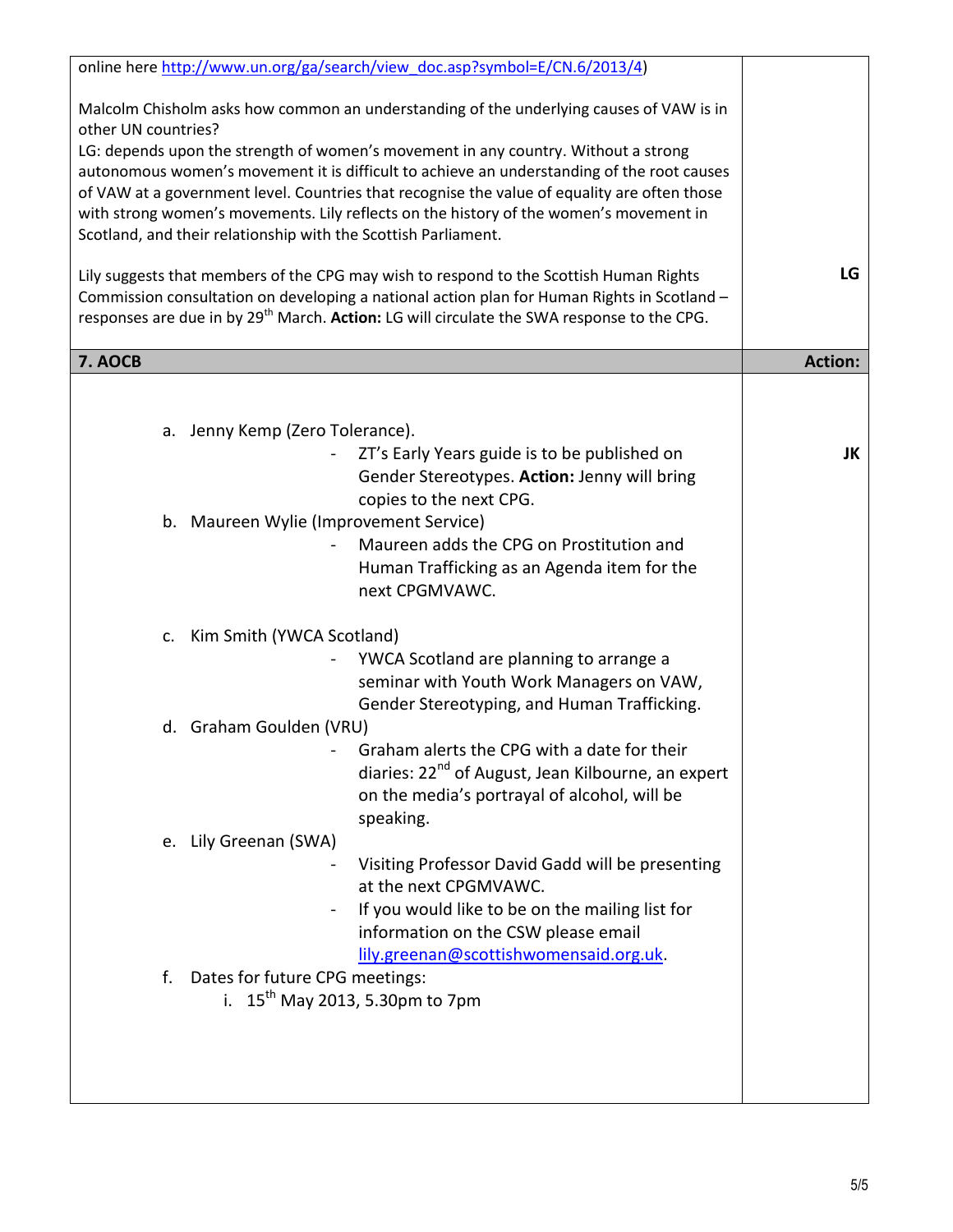| | |
|---|---|
| online here http://www.un.org/ga/search/view_doc.asp?symbol=E/CN.6/2013/4)<br><br>Malcolm Chisholm asks how common an understanding of the underlying causes of VAW is in other UN countries?<br>LG: depends upon the strength of women's movement in any country. Without a strong autonomous women's movement it is difficult to achieve an understanding of the root causes of VAW at a government level. Countries that recognise the value of equality are often those with strong women's movements. Lily reflects on the history of the women's movement in Scotland, and their relationship with the Scottish Parliament.<br><br>Lily suggests that members of the CPG may wish to respond to the Scottish Human Rights Commission consultation on developing a national action plan for Human Rights in Scotland – responses are due in by 29th March. **Action:** LG will circulate the SWA response to the CPG. | **LG** |
| **7. AOCB** | **Action:** |
| a. Jenny Kemp (Zero Tolerance).<br>- ZT's Early Years guide is to be published on Gender Stereotypes. **Action:** Jenny will bring copies to the next CPG.<br>b. Maureen Wylie (Improvement Service)<br>- Maureen adds the CPG on Prostitution and Human Trafficking as an Agenda item for the next CPGMVAWC.<br><br>c. Kim Smith (YWCA Scotland)<br>- YWCA Scotland are planning to arrange a seminar with Youth Work Managers on VAW, Gender Stereotyping, and Human Trafficking.<br>d. Graham Goulden (VRU)<br>- Graham alerts the CPG with a date for their diaries: 22nd of August, Jean Kilbourne, an expert on the media's portrayal of alcohol, will be speaking.<br>e. Lily Greenan (SWA)<br>- Visiting Professor David Gadd will be presenting at the next CPGMVAWC.<br>- If you would like to be on the mailing list for information on the CSW please email lily.greenan@scottishwomensaid.org.uk.<br>f. Dates for future CPG meetings:<br>i. 15th May 2013, 5.30pm to 7pm | **JK** |